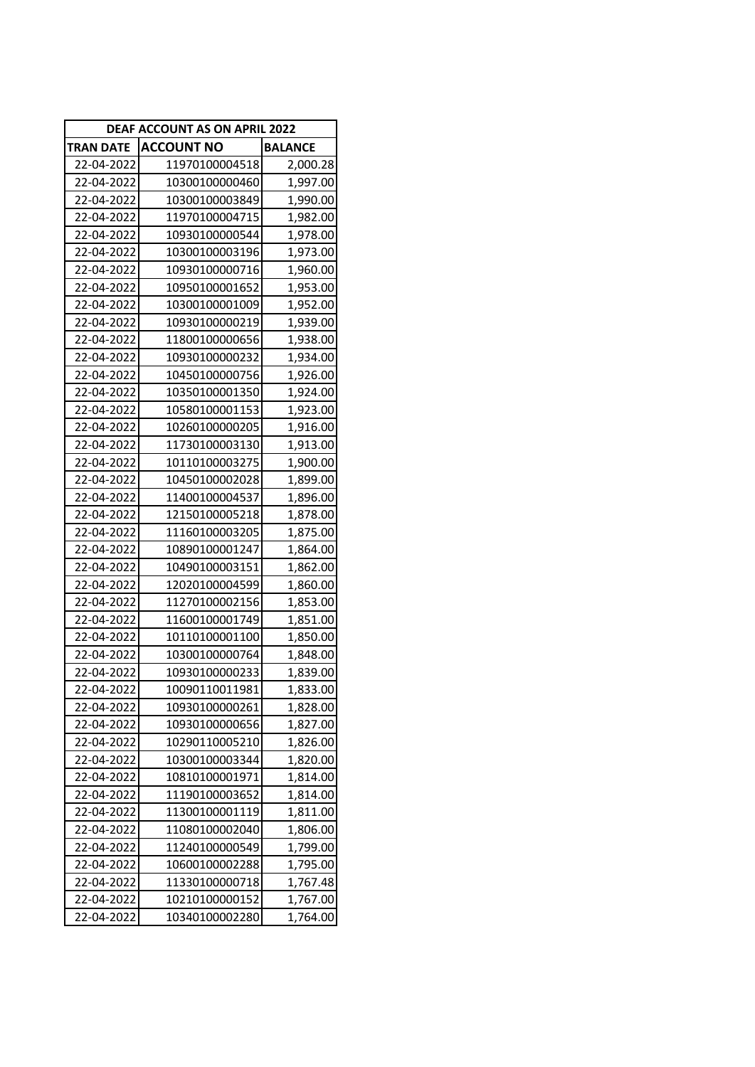| DEAF ACCOUNT AS ON APRIL 2022 | | |
|---|---|---|
| TRAN DATE | ACCOUNT NO | BALANCE |
| 22-04-2022 | 11970100004518 | 2,000.28 |
| 22-04-2022 | 10300100000460 | 1,997.00 |
| 22-04-2022 | 10300100003849 | 1,990.00 |
| 22-04-2022 | 11970100004715 | 1,982.00 |
| 22-04-2022 | 10930100000544 | 1,978.00 |
| 22-04-2022 | 10300100003196 | 1,973.00 |
| 22-04-2022 | 10930100000716 | 1,960.00 |
| 22-04-2022 | 10950100001652 | 1,953.00 |
| 22-04-2022 | 10300100001009 | 1,952.00 |
| 22-04-2022 | 10930100000219 | 1,939.00 |
| 22-04-2022 | 11800100000656 | 1,938.00 |
| 22-04-2022 | 10930100000232 | 1,934.00 |
| 22-04-2022 | 10450100000756 | 1,926.00 |
| 22-04-2022 | 10350100001350 | 1,924.00 |
| 22-04-2022 | 10580100001153 | 1,923.00 |
| 22-04-2022 | 10260100000205 | 1,916.00 |
| 22-04-2022 | 11730100003130 | 1,913.00 |
| 22-04-2022 | 10110100003275 | 1,900.00 |
| 22-04-2022 | 10450100002028 | 1,899.00 |
| 22-04-2022 | 11400100004537 | 1,896.00 |
| 22-04-2022 | 12150100005218 | 1,878.00 |
| 22-04-2022 | 11160100003205 | 1,875.00 |
| 22-04-2022 | 10890100001247 | 1,864.00 |
| 22-04-2022 | 10490100003151 | 1,862.00 |
| 22-04-2022 | 12020100004599 | 1,860.00 |
| 22-04-2022 | 11270100002156 | 1,853.00 |
| 22-04-2022 | 11600100001749 | 1,851.00 |
| 22-04-2022 | 10110100001100 | 1,850.00 |
| 22-04-2022 | 10300100000764 | 1,848.00 |
| 22-04-2022 | 10930100000233 | 1,839.00 |
| 22-04-2022 | 10090110011981 | 1,833.00 |
| 22-04-2022 | 10930100000261 | 1,828.00 |
| 22-04-2022 | 10930100000656 | 1,827.00 |
| 22-04-2022 | 10290110005210 | 1,826.00 |
| 22-04-2022 | 10300100003344 | 1,820.00 |
| 22-04-2022 | 10810100001971 | 1,814.00 |
| 22-04-2022 | 11190100003652 | 1,814.00 |
| 22-04-2022 | 11300100001119 | 1,811.00 |
| 22-04-2022 | 11080100002040 | 1,806.00 |
| 22-04-2022 | 11240100000549 | 1,799.00 |
| 22-04-2022 | 10600100002288 | 1,795.00 |
| 22-04-2022 | 11330100000718 | 1,767.48 |
| 22-04-2022 | 10210100000152 | 1,767.00 |
| 22-04-2022 | 10340100002280 | 1,764.00 |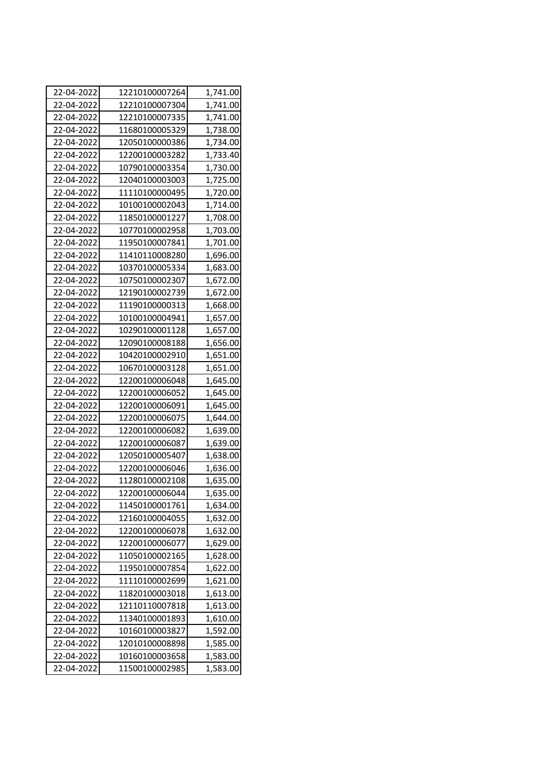| | | |
|---|---|---|
| 22-04-2022 | 12210100007264 | 1,741.00 |
| 22-04-2022 | 12210100007304 | 1,741.00 |
| 22-04-2022 | 12210100007335 | 1,741.00 |
| 22-04-2022 | 11680100005329 | 1,738.00 |
| 22-04-2022 | 12050100000386 | 1,734.00 |
| 22-04-2022 | 12200100003282 | 1,733.40 |
| 22-04-2022 | 10790100003354 | 1,730.00 |
| 22-04-2022 | 12040100003003 | 1,725.00 |
| 22-04-2022 | 11110100000495 | 1,720.00 |
| 22-04-2022 | 10100100002043 | 1,714.00 |
| 22-04-2022 | 11850100001227 | 1,708.00 |
| 22-04-2022 | 10770100002958 | 1,703.00 |
| 22-04-2022 | 11950100007841 | 1,701.00 |
| 22-04-2022 | 11410110008280 | 1,696.00 |
| 22-04-2022 | 10370100005334 | 1,683.00 |
| 22-04-2022 | 10750100002307 | 1,672.00 |
| 22-04-2022 | 12190100002739 | 1,672.00 |
| 22-04-2022 | 11190100000313 | 1,668.00 |
| 22-04-2022 | 10100100004941 | 1,657.00 |
| 22-04-2022 | 10290100001128 | 1,657.00 |
| 22-04-2022 | 12090100008188 | 1,656.00 |
| 22-04-2022 | 10420100002910 | 1,651.00 |
| 22-04-2022 | 10670100003128 | 1,651.00 |
| 22-04-2022 | 12200100006048 | 1,645.00 |
| 22-04-2022 | 12200100006052 | 1,645.00 |
| 22-04-2022 | 12200100006091 | 1,645.00 |
| 22-04-2022 | 12200100006075 | 1,644.00 |
| 22-04-2022 | 12200100006082 | 1,639.00 |
| 22-04-2022 | 12200100006087 | 1,639.00 |
| 22-04-2022 | 12050100005407 | 1,638.00 |
| 22-04-2022 | 12200100006046 | 1,636.00 |
| 22-04-2022 | 11280100002108 | 1,635.00 |
| 22-04-2022 | 12200100006044 | 1,635.00 |
| 22-04-2022 | 11450100001761 | 1,634.00 |
| 22-04-2022 | 12160100004055 | 1,632.00 |
| 22-04-2022 | 12200100006078 | 1,632.00 |
| 22-04-2022 | 12200100006077 | 1,629.00 |
| 22-04-2022 | 11050100002165 | 1,628.00 |
| 22-04-2022 | 11950100007854 | 1,622.00 |
| 22-04-2022 | 11110100002699 | 1,621.00 |
| 22-04-2022 | 11820100003018 | 1,613.00 |
| 22-04-2022 | 12110110007818 | 1,613.00 |
| 22-04-2022 | 11340100001893 | 1,610.00 |
| 22-04-2022 | 10160100003827 | 1,592.00 |
| 22-04-2022 | 12010100008898 | 1,585.00 |
| 22-04-2022 | 10160100003658 | 1,583.00 |
| 22-04-2022 | 11500100002985 | 1,583.00 |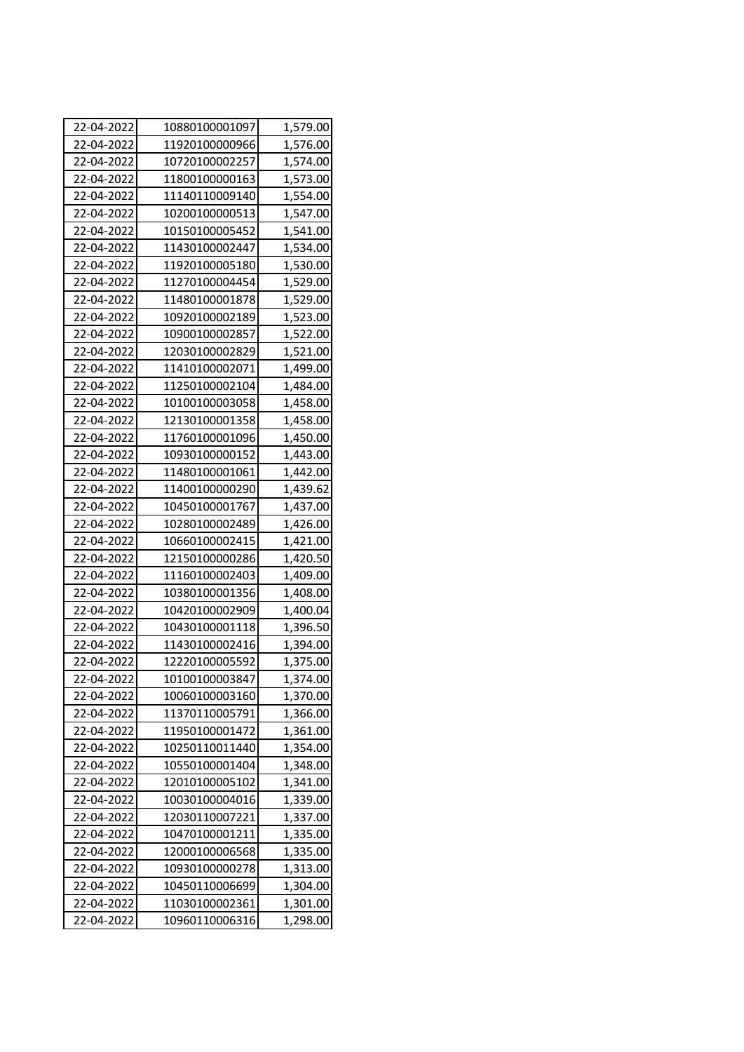| | | |
|---|---|---|
| 22-04-2022 | 10880100001097 | 1,579.00 |
| 22-04-2022 | 11920100000966 | 1,576.00 |
| 22-04-2022 | 10720100002257 | 1,574.00 |
| 22-04-2022 | 11800100000163 | 1,573.00 |
| 22-04-2022 | 11140110009140 | 1,554.00 |
| 22-04-2022 | 10200100000513 | 1,547.00 |
| 22-04-2022 | 10150100005452 | 1,541.00 |
| 22-04-2022 | 11430100002447 | 1,534.00 |
| 22-04-2022 | 11920100005180 | 1,530.00 |
| 22-04-2022 | 11270100004454 | 1,529.00 |
| 22-04-2022 | 11480100001878 | 1,529.00 |
| 22-04-2022 | 10920100002189 | 1,523.00 |
| 22-04-2022 | 10900100002857 | 1,522.00 |
| 22-04-2022 | 12030100002829 | 1,521.00 |
| 22-04-2022 | 11410100002071 | 1,499.00 |
| 22-04-2022 | 11250100002104 | 1,484.00 |
| 22-04-2022 | 10100100003058 | 1,458.00 |
| 22-04-2022 | 12130100001358 | 1,458.00 |
| 22-04-2022 | 11760100001096 | 1,450.00 |
| 22-04-2022 | 10930100000152 | 1,443.00 |
| 22-04-2022 | 11480100001061 | 1,442.00 |
| 22-04-2022 | 11400100000290 | 1,439.62 |
| 22-04-2022 | 10450100001767 | 1,437.00 |
| 22-04-2022 | 10280100002489 | 1,426.00 |
| 22-04-2022 | 10660100002415 | 1,421.00 |
| 22-04-2022 | 12150100000286 | 1,420.50 |
| 22-04-2022 | 11160100002403 | 1,409.00 |
| 22-04-2022 | 10380100001356 | 1,408.00 |
| 22-04-2022 | 10420100002909 | 1,400.04 |
| 22-04-2022 | 10430100001118 | 1,396.50 |
| 22-04-2022 | 11430100002416 | 1,394.00 |
| 22-04-2022 | 12220100005592 | 1,375.00 |
| 22-04-2022 | 10100100003847 | 1,374.00 |
| 22-04-2022 | 10060100003160 | 1,370.00 |
| 22-04-2022 | 11370110005791 | 1,366.00 |
| 22-04-2022 | 11950100001472 | 1,361.00 |
| 22-04-2022 | 10250110011440 | 1,354.00 |
| 22-04-2022 | 10550100001404 | 1,348.00 |
| 22-04-2022 | 12010100005102 | 1,341.00 |
| 22-04-2022 | 10030100004016 | 1,339.00 |
| 22-04-2022 | 12030110007221 | 1,337.00 |
| 22-04-2022 | 10470100001211 | 1,335.00 |
| 22-04-2022 | 12000100006568 | 1,335.00 |
| 22-04-2022 | 10930100000278 | 1,313.00 |
| 22-04-2022 | 10450110006699 | 1,304.00 |
| 22-04-2022 | 11030100002361 | 1,301.00 |
| 22-04-2022 | 10960110006316 | 1,298.00 |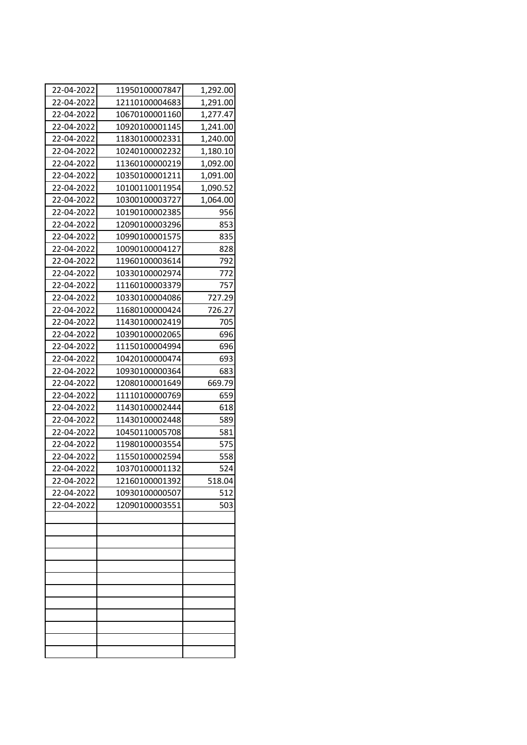| | | |
|---|---|---|
| 22-04-2022 | 11950100007847 | 1,292.00 |
| 22-04-2022 | 12110100004683 | 1,291.00 |
| 22-04-2022 | 10670100001160 | 1,277.47 |
| 22-04-2022 | 10920100001145 | 1,241.00 |
| 22-04-2022 | 11830100002331 | 1,240.00 |
| 22-04-2022 | 10240100002232 | 1,180.10 |
| 22-04-2022 | 11360100000219 | 1,092.00 |
| 22-04-2022 | 10350100001211 | 1,091.00 |
| 22-04-2022 | 10100110011954 | 1,090.52 |
| 22-04-2022 | 10300100003727 | 1,064.00 |
| 22-04-2022 | 10190100002385 | 956 |
| 22-04-2022 | 12090100003296 | 853 |
| 22-04-2022 | 10990100001575 | 835 |
| 22-04-2022 | 10090100004127 | 828 |
| 22-04-2022 | 11960100003614 | 792 |
| 22-04-2022 | 10330100002974 | 772 |
| 22-04-2022 | 11160100003379 | 757 |
| 22-04-2022 | 10330100004086 | 727.29 |
| 22-04-2022 | 11680100000424 | 726.27 |
| 22-04-2022 | 11430100002419 | 705 |
| 22-04-2022 | 10390100002065 | 696 |
| 22-04-2022 | 11150100004994 | 696 |
| 22-04-2022 | 10420100000474 | 693 |
| 22-04-2022 | 10930100000364 | 683 |
| 22-04-2022 | 12080100001649 | 669.79 |
| 22-04-2022 | 11110100000769 | 659 |
| 22-04-2022 | 11430100002444 | 618 |
| 22-04-2022 | 11430100002448 | 589 |
| 22-04-2022 | 10450110005708 | 581 |
| 22-04-2022 | 11980100003554 | 575 |
| 22-04-2022 | 11550100002594 | 558 |
| 22-04-2022 | 10370100001132 | 524 |
| 22-04-2022 | 12160100001392 | 518.04 |
| 22-04-2022 | 10930100000507 | 512 |
| 22-04-2022 | 12090100003551 | 503 |
| | | |
| | | |
| | | |
| | | |
| | | |
| | | |
| | | |
| | | |
| | | |
| | | |
| | | |
| | | |